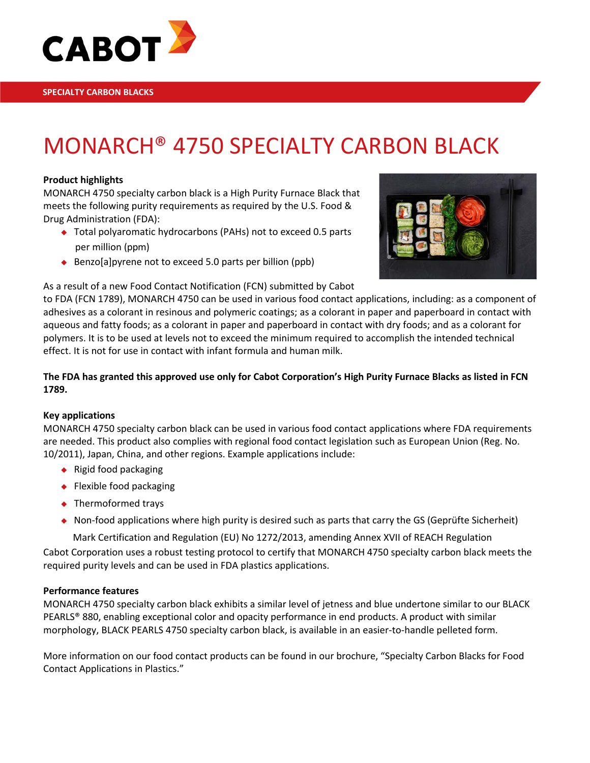CABOT

SPECIALTY CARBON BLACKS

# MONARCH® 4750 SPECIALTY CARBON BLACK

**Product highlights**

MONARCH 4750 specialty carbon black is a High Purity Furnace Black that meets the following purity requirements as required by the U.S. Food & Drug Administration (FDA):

- Total polyaromatic hydrocarbons (PAHs) not to exceed 0.5 parts per million (ppm)
- Benzo[a]pyrene not to exceed 5.0 parts per billion (ppb)

As a result of a new Food Contact Notification (FCN) submitted by Cabot to FDA (FCN 1789), MONARCH 4750 can be used in various food contact applications, including: as a component of adhesives as a colorant in resinous and polymeric coatings; as a colorant in paper and paperboard in contact with aqueous and fatty foods; as a colorant in paper and paperboard in contact with dry foods; and as a colorant for polymers. It is to be used at levels not to exceed the minimum required to accomplish the intended technical effect. It is not for use in contact with infant formula and human milk.

**The FDA has granted this approved use only for Cabot Corporation's High Purity Furnace Blacks as listed in FCN 1789.**

**Key applications**

MONARCH 4750 specialty carbon black can be used in various food contact applications where FDA requirements are needed. This product also complies with regional food contact legislation such as European Union (Reg. No. 10/2011), Japan, China, and other regions. Example applications include:

- Rigid food packaging
- Flexible food packaging
- Thermoformed trays
- Non-food applications where high purity is desired such as parts that carry the GS (Geprüfte Sicherheit) Mark Certification and Regulation (EU) No 1272/2013, amending Annex XVII of REACH Regulation

Cabot Corporation uses a robust testing protocol to certify that MONARCH 4750 specialty carbon black meets the required purity levels and can be used in FDA plastics applications.

**Performance features**

MONARCH 4750 specialty carbon black exhibits a similar level of jetness and blue undertone similar to our BLACK PEARLS® 880, enabling exceptional color and opacity performance in end products. A product with similar morphology, BLACK PEARLS 4750 specialty carbon black, is available in an easier-to-handle pelleted form.

More information on our food contact products can be found in our brochure, "Specialty Carbon Blacks for Food Contact Applications in Plastics."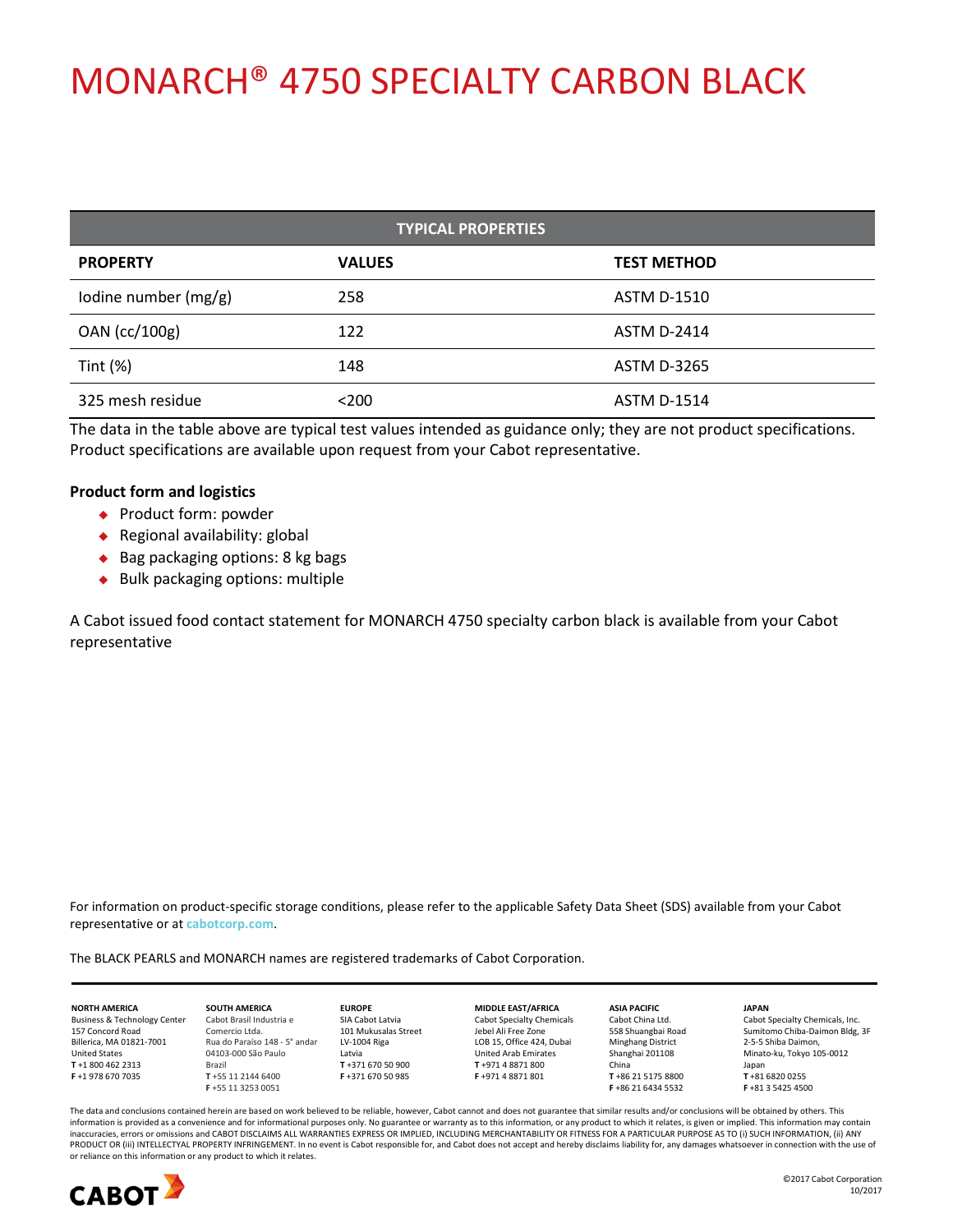# MONARCH® 4750 SPECIALTY CARBON BLACK

| TYPICAL PROPERTIES | | |
|---|---|---|
| **PROPERTY** | **VALUES** | **TEST METHOD** |
| Iodine number (mg/g) | 258 | ASTM D-1510 |
| OAN (cc/100g) | 122 | ASTM D-2414 |
| Tint (%) | 148 | ASTM D-3265 |
| 325 mesh residue | <200 | ASTM D-1514 |

The data in the table above are typical test values intended as guidance only; they are not product specifications. Product specifications are available upon request from your Cabot representative.

**Product form and logistics**

- Product form: powder
- Regional availability: global
- Bag packaging options: 8 kg bags
- Bulk packaging options: multiple

A Cabot issued food contact statement for MONARCH 4750 specialty carbon black is available from your Cabot representative

For information on product-specific storage conditions, please refer to the applicable Safety Data Sheet (SDS) available from your Cabot representative or at cabotcorp.com.

The BLACK PEARLS and MONARCH names are registered trademarks of Cabot Corporation.

**NORTH AMERICA**
Business & Technology Center
157 Concord Road
Billerica, MA 01821-7001
United States
**T** +1 800 462 2313
**F** +1 978 670 7035

**SOUTH AMERICA**
Cabot Brasil Industria e Comercio Ltda.
Rua do Paraíso 148 - 5° andar
04103-000 São Paulo
Brazil
**T** +55 11 2144 6400
**F** +55 11 3253 0051

**EUROPE**
SIA Cabot Latvia
101 Mukusalas Street
LV-1004 Riga
Latvia
**T** +371 670 50 900
**F** +371 670 50 985

**MIDDLE EAST/AFRICA**
Cabot Specialty Chemicals
Jebel Ali Free Zone
LOB 15, Office 424, Dubai
United Arab Emirates
**T** +971 4 8871 800
**F** +971 4 8871 801

**ASIA PACIFIC**
Cabot China Ltd.
558 Shuangbai Road
Minghang District
Shanghai 201108
China
**T** +86 21 5175 8800
**F** +86 21 6434 5532

**JAPAN**
Cabot Specialty Chemicals, Inc.
Sumitomo Chiba-Daimon Bldg, 3F
2-5-5 Shiba Daimon,
Minato-ku, Tokyo 105-0012
Japan
**T** +81 6820 0255
**F** +81 3 5425 4500

The data and conclusions contained herein are based on work believed to be reliable, however, Cabot cannot and does not guarantee that similar results and/or conclusions will be obtained by others. This information is provided as a convenience and for informational purposes only. No guarantee or warranty as to this information, or any product to which it relates, is given or implied. This information may contain inaccuracies, errors or omissions and CABOT DISCLAIMS ALL WARRANTIES EXPRESS OR IMPLIED, INCLUDING MERCHANTABILITY OR FITNESS FOR A PARTICULAR PURPOSE AS TO (i) SUCH INFORMATION, (ii) ANY PRODUCT OR (iii) INTELLECTYAL PROPERTY INFRINGEMENT. In no event is Cabot responsible for, and Cabot does not accept and hereby disclaims liability for, any damages whatsoever in connection with the use of or reliance on this information or any product to which it relates.

CABOT

©2017 Cabot Corporation
10/2017